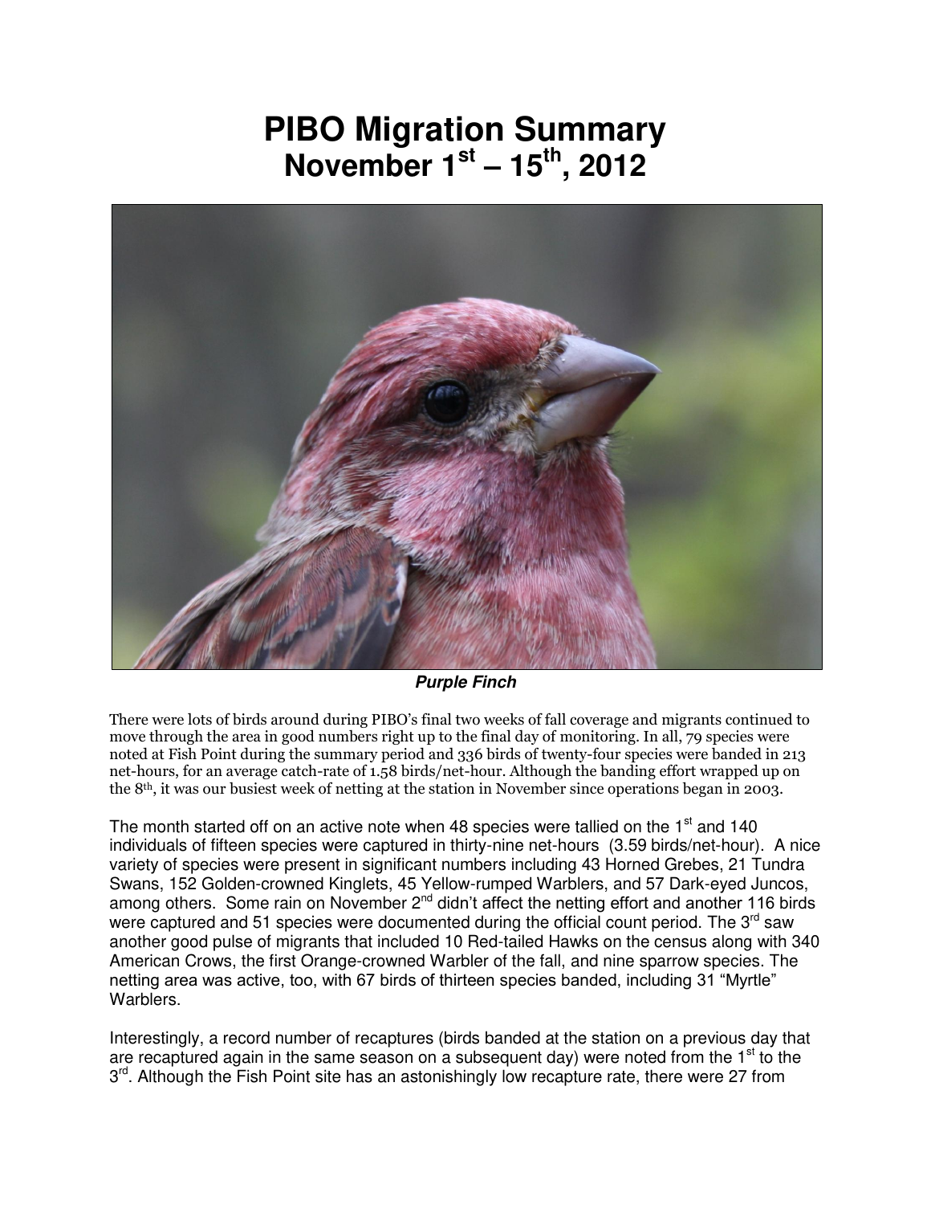# PIBO Migration Summary
## November 1st – 15th, 2012

***Purple Finch***

There were lots of birds around during PIBO's final two weeks of fall coverage and migrants continued to move through the area in good numbers right up to the final day of monitoring. In all, 79 species were noted at Fish Point during the summary period and 336 birds of twenty-four species were banded in 213 net-hours, for an average catch-rate of 1.58 birds/net-hour. Although the banding effort wrapped up on the 8th, it was our busiest week of netting at the station in November since operations began in 2003.

The month started off on an active note when 48 species were tallied on the 1st and 140 individuals of fifteen species were captured in thirty-nine net-hours (3.59 birds/net-hour). A nice variety of species were present in significant numbers including 43 Horned Grebes, 21 Tundra Swans, 152 Golden-crowned Kinglets, 45 Yellow-rumped Warblers, and 57 Dark-eyed Juncos, among others. Some rain on November 2nd didn't affect the netting effort and another 116 birds were captured and 51 species were documented during the official count period. The 3rd saw another good pulse of migrants that included 10 Red-tailed Hawks on the census along with 340 American Crows, the first Orange-crowned Warbler of the fall, and nine sparrow species. The netting area was active, too, with 67 birds of thirteen species banded, including 31 "Myrtle" Warblers.

Interestingly, a record number of recaptures (birds banded at the station on a previous day that are recaptured again in the same season on a subsequent day) were noted from the 1st to the 3rd. Although the Fish Point site has an astonishingly low recapture rate, there were 27 from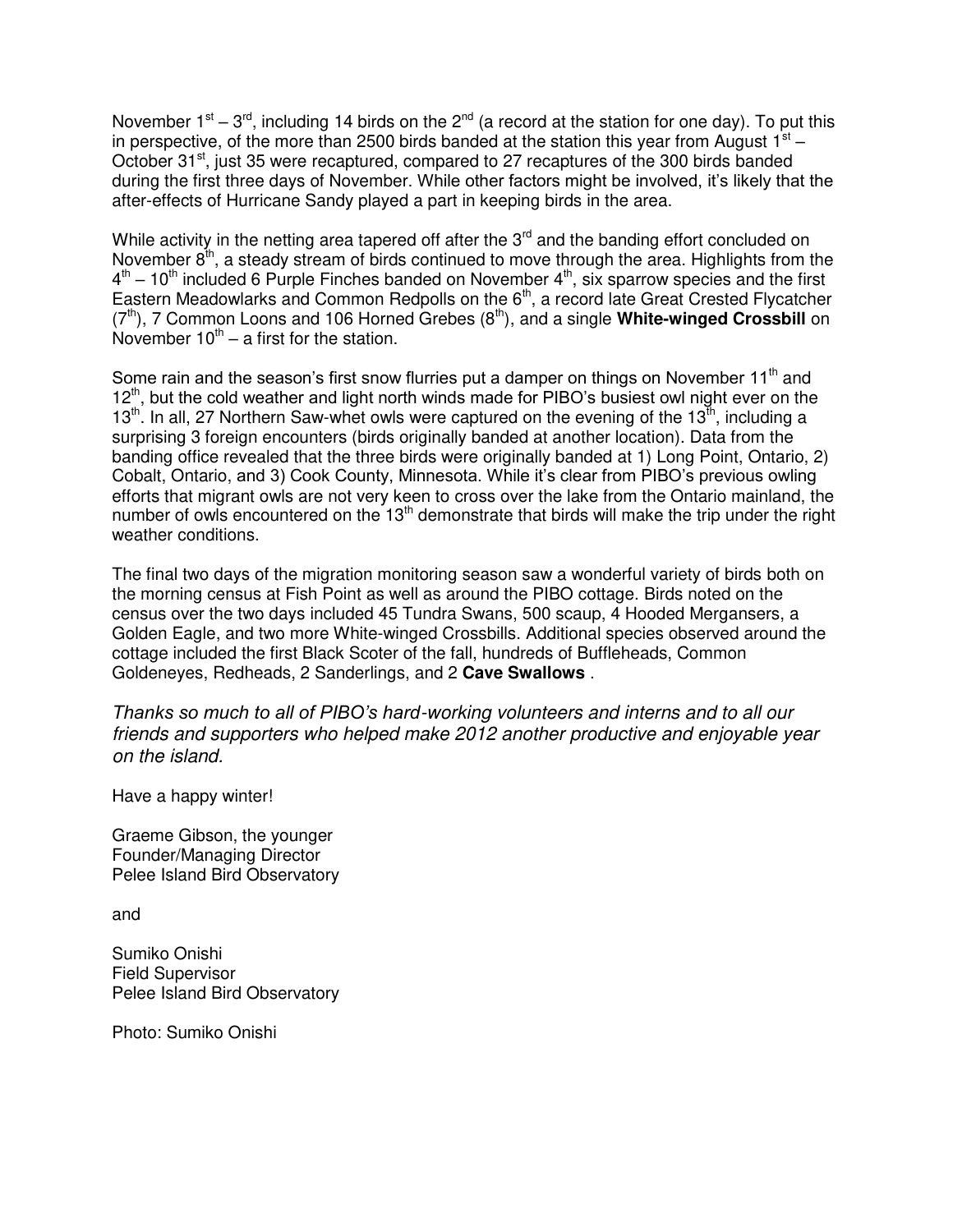November 1st – 3rd, including 14 birds on the 2nd (a record at the station for one day). To put this in perspective, of the more than 2500 birds banded at the station this year from August 1st – October 31st, just 35 were recaptured, compared to 27 recaptures of the 300 birds banded during the first three days of November. While other factors might be involved, it's likely that the after-effects of Hurricane Sandy played a part in keeping birds in the area.

While activity in the netting area tapered off after the 3rd and the banding effort concluded on November 8th, a steady stream of birds continued to move through the area. Highlights from the 4th – 10th included 6 Purple Finches banded on November 4th, six sparrow species and the first Eastern Meadowlarks and Common Redpolls on the 6th, a record late Great Crested Flycatcher (7th), 7 Common Loons and 106 Horned Grebes (8th), and a single **White-winged Crossbill** on November 10th – a first for the station.

Some rain and the season's first snow flurries put a damper on things on November 11th and 12th, but the cold weather and light north winds made for PIBO's busiest owl night ever on the 13th. In all, 27 Northern Saw-whet owls were captured on the evening of the 13th, including a surprising 3 foreign encounters (birds originally banded at another location). Data from the banding office revealed that the three birds were originally banded at 1) Long Point, Ontario, 2) Cobalt, Ontario, and 3) Cook County, Minnesota. While it's clear from PIBO's previous owling efforts that migrant owls are not very keen to cross over the lake from the Ontario mainland, the number of owls encountered on the 13th demonstrate that birds will make the trip under the right weather conditions.

The final two days of the migration monitoring season saw a wonderful variety of birds both on the morning census at Fish Point as well as around the PIBO cottage. Birds noted on the census over the two days included 45 Tundra Swans, 500 scaup, 4 Hooded Mergansers, a Golden Eagle, and two more White-winged Crossbills. Additional species observed around the cottage included the first Black Scoter of the fall, hundreds of Buffleheads, Common Goldeneyes, Redheads, 2 Sanderlings, and 2 **Cave Swallows** .

*Thanks so much to all of PIBO's hard-working volunteers and interns and to all our friends and supporters who helped make 2012 another productive and enjoyable year on the island.*

Have a happy winter!

Graeme Gibson, the younger
Founder/Managing Director
Pelee Island Bird Observatory

and

Sumiko Onishi
Field Supervisor
Pelee Island Bird Observatory

Photo: Sumiko Onishi